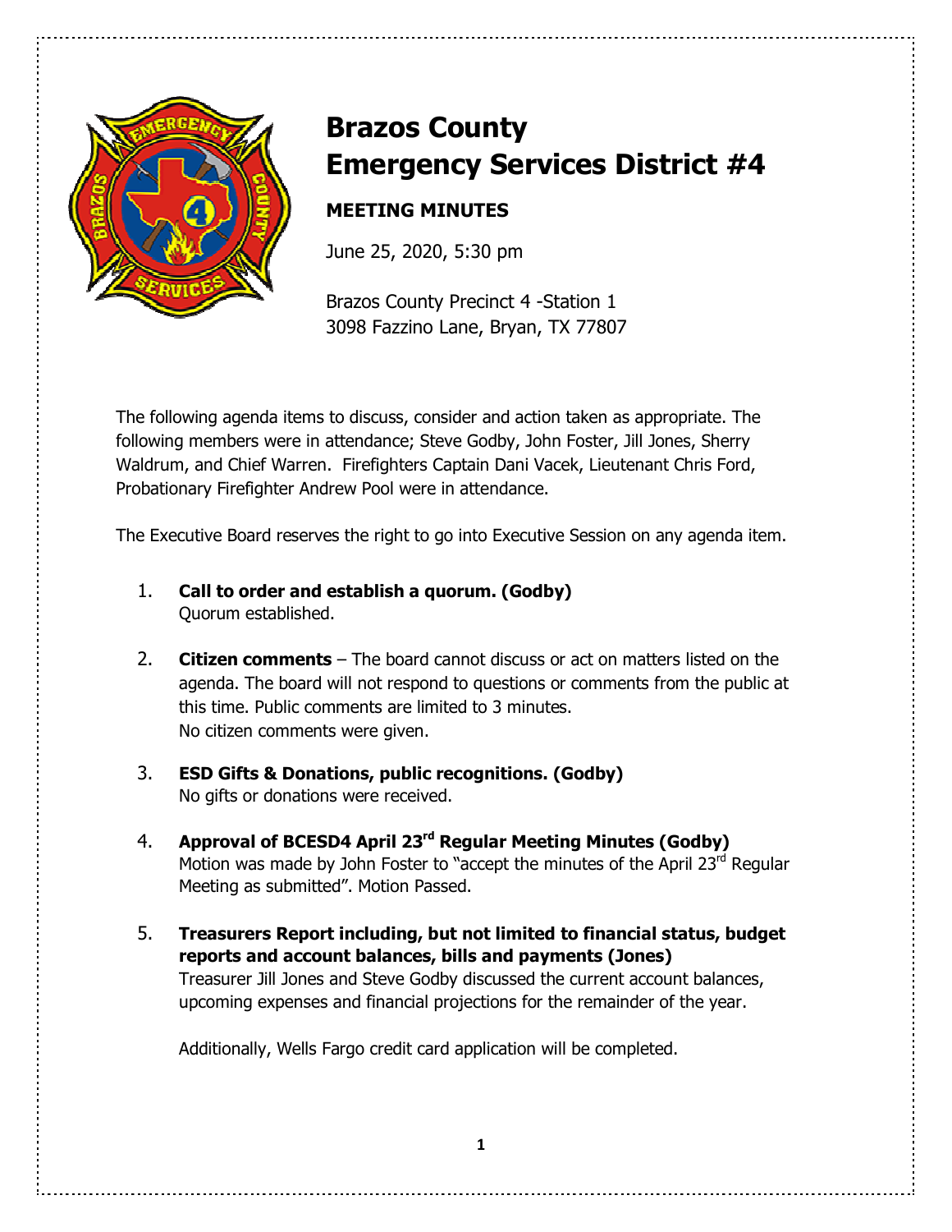# Brazos County Emergency Services District #4

**MEETING MINUTES**

June 25, 2020, 5:30 pm

Brazos County Precinct 4 -Station 1
3098 Fazzino Lane, Bryan, TX 77807

The following agenda items to discuss, consider and action taken as appropriate. The following members were in attendance; Steve Godby, John Foster, Jill Jones, Sherry Waldrum, and Chief Warren. Firefighters Captain Dani Vacek, Lieutenant Chris Ford, Probationary Firefighter Andrew Pool were in attendance.

The Executive Board reserves the right to go into Executive Session on any agenda item.

1. **Call to order and establish a quorum. (Godby)**
   Quorum established.

2. **Citizen comments** – The board cannot discuss or act on matters listed on the agenda. The board will not respond to questions or comments from the public at this time. Public comments are limited to 3 minutes.
   No citizen comments were given.

3. **ESD Gifts & Donations, public recognitions. (Godby)**
   No gifts or donations were received.

4. **Approval of BCESD4 April 23rd Regular Meeting Minutes (Godby)**
   Motion was made by John Foster to "accept the minutes of the April 23rd Regular Meeting as submitted". Motion Passed.

5. **Treasurers Report including, but not limited to financial status, budget reports and account balances, bills and payments (Jones)**
   Treasurer Jill Jones and Steve Godby discussed the current account balances, upcoming expenses and financial projections for the remainder of the year.

   Additionally, Wells Fargo credit card application will be completed.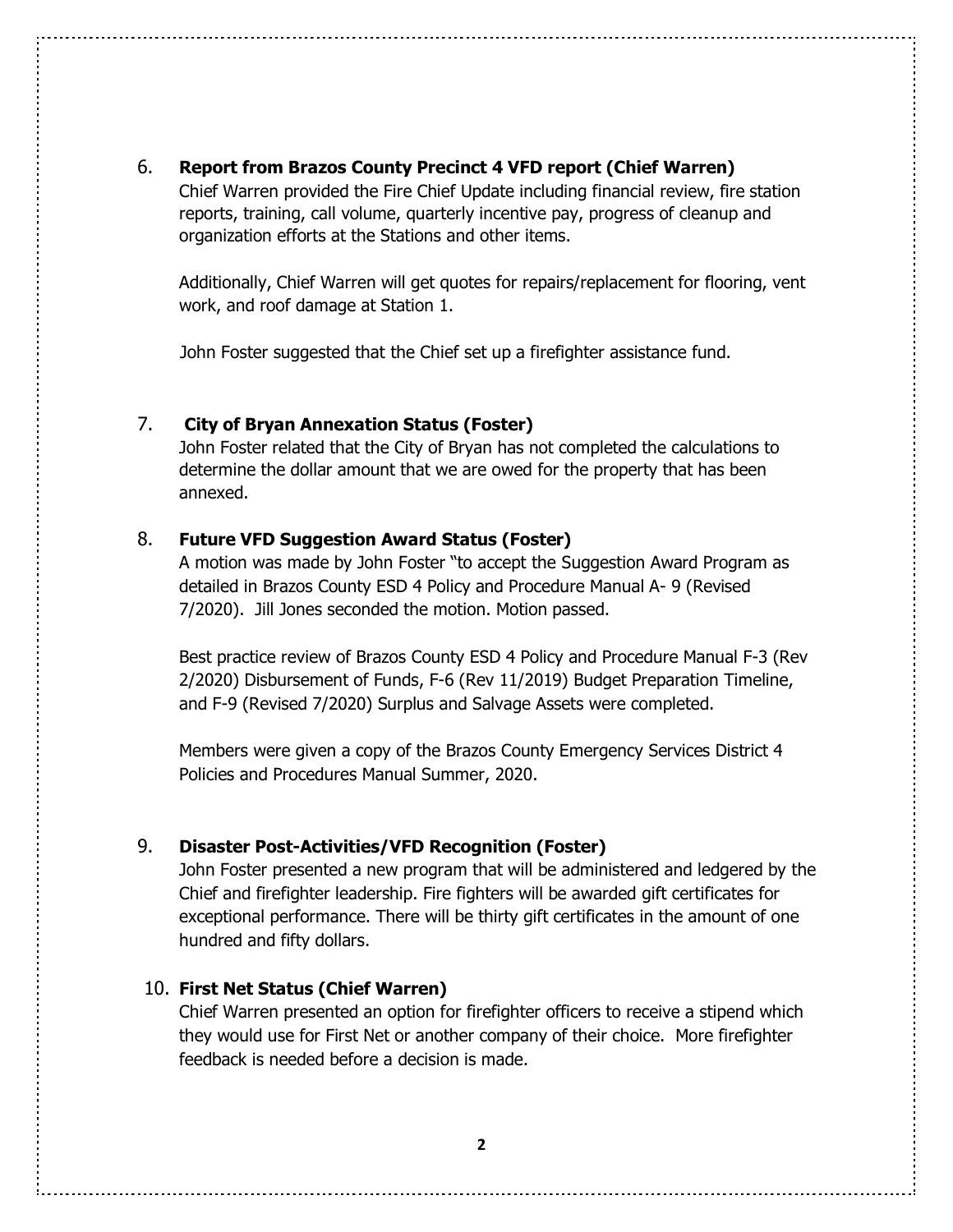6. **Report from Brazos County Precinct 4 VFD report (Chief Warren)**

   Chief Warren provided the Fire Chief Update including financial review, fire station reports, training, call volume, quarterly incentive pay, progress of cleanup and organization efforts at the Stations and other items.

   Additionally, Chief Warren will get quotes for repairs/replacement for flooring, vent work, and roof damage at Station 1.

   John Foster suggested that the Chief set up a firefighter assistance fund.

7. **City of Bryan Annexation Status (Foster)**

   John Foster related that the City of Bryan has not completed the calculations to determine the dollar amount that we are owed for the property that has been annexed.

8. **Future VFD Suggestion Award Status (Foster)**

   A motion was made by John Foster "to accept the Suggestion Award Program as detailed in Brazos County ESD 4 Policy and Procedure Manual A- 9 (Revised 7/2020). Jill Jones seconded the motion. Motion passed.

   Best practice review of Brazos County ESD 4 Policy and Procedure Manual F-3 (Rev 2/2020) Disbursement of Funds, F-6 (Rev 11/2019) Budget Preparation Timeline, and F-9 (Revised 7/2020) Surplus and Salvage Assets were completed.

   Members were given a copy of the Brazos County Emergency Services District 4 Policies and Procedures Manual Summer, 2020.

9. **Disaster Post-Activities/VFD Recognition (Foster)**

   John Foster presented a new program that will be administered and ledgered by the Chief and firefighter leadership. Fire fighters will be awarded gift certificates for exceptional performance. There will be thirty gift certificates in the amount of one hundred and fifty dollars.

10. **First Net Status (Chief Warren)**

    Chief Warren presented an option for firefighter officers to receive a stipend which they would use for First Net or another company of their choice. More firefighter feedback is needed before a decision is made.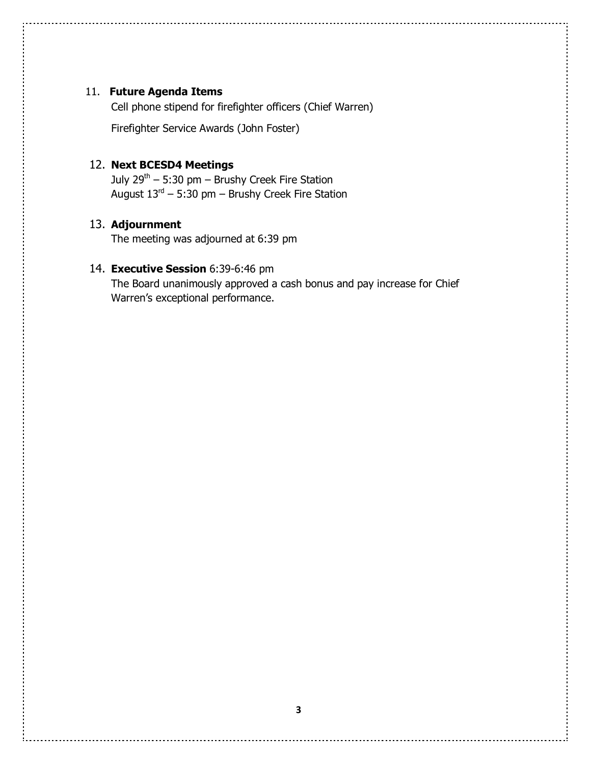11. **Future Agenda Items**

    Cell phone stipend for firefighter officers (Chief Warren)

    Firefighter Service Awards (John Foster)

12. **Next BCESD4 Meetings**

    July 29th – 5:30 pm – Brushy Creek Fire Station
    August 13rd – 5:30 pm – Brushy Creek Fire Station

13. **Adjournment**

    The meeting was adjourned at 6:39 pm

14. **Executive Session** 6:39-6:46 pm

    The Board unanimously approved a cash bonus and pay increase for Chief Warren's exceptional performance.